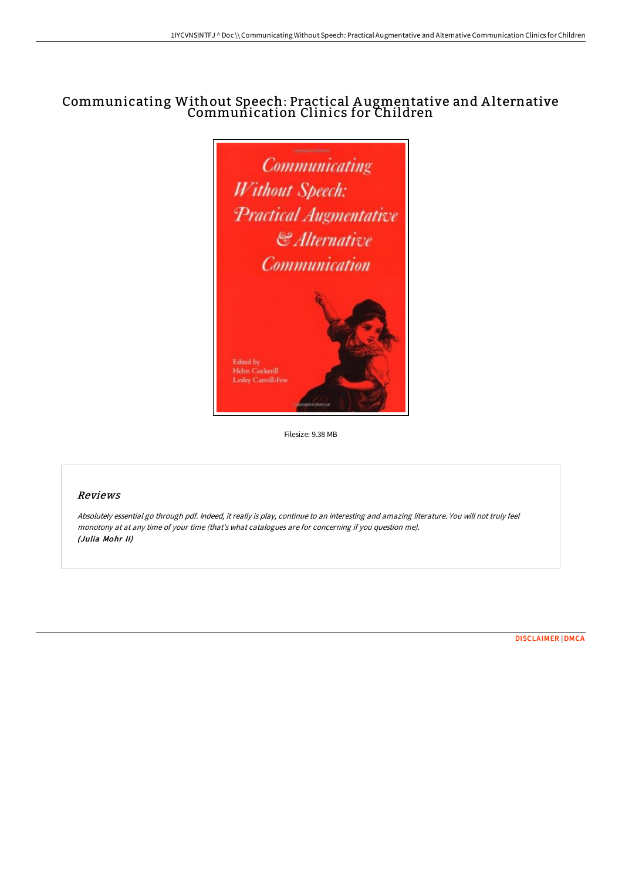# Communicating Without Speech: Practical Augmentative and Alternative Communication Clinics for Children

Filesize: 9.38 MB

## Reviews

*Absolutely essential go through pdf. Indeed, it really is play, continue to an interesting and amazing literature. You will not truly feel monotony at at any time of your time (that's what catalogues are for concerning if you question me).*
***(Julia Mohr II)***

DISCLAIMER | DMCA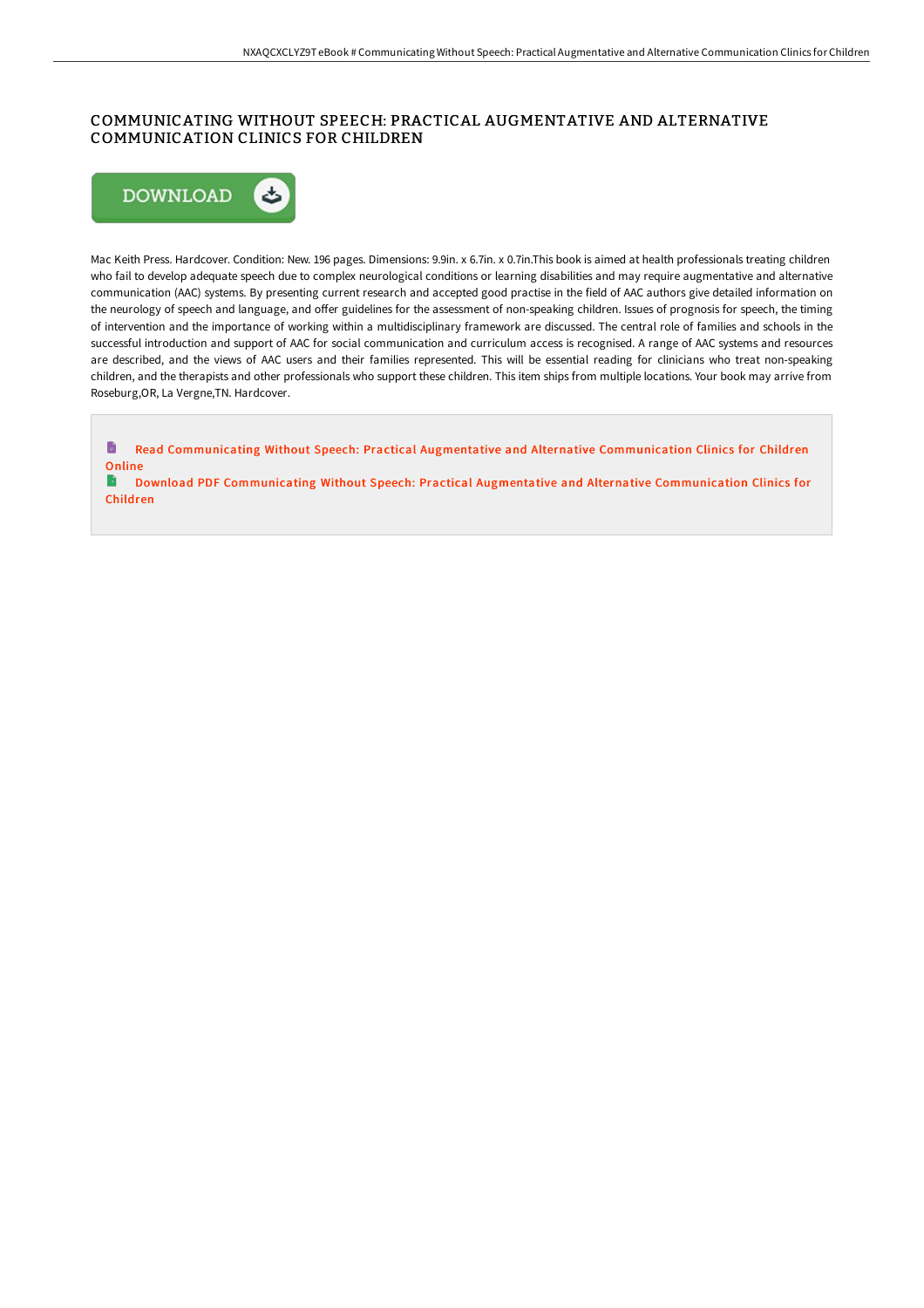# COMMUNICATING WITHOUT SPEECH: PRACTICAL AUGMENTATIVE AND ALTERNATIVE COMMUNICATION CLINICS FOR CHILDREN

DOWNLOAD

Mac Keith Press. Hardcover. Condition: New. 196 pages. Dimensions: 9.9in. x 6.7in. x 0.7in.This book is aimed at health professionals treating children who fail to develop adequate speech due to complex neurological conditions or learning disabilities and may require augmentative and alternative communication (AAC) systems. By presenting current research and accepted good practise in the field of AAC authors give detailed information on the neurology of speech and language, and offer guidelines for the assessment of non-speaking children. Issues of prognosis for speech, the timing of intervention and the importance of working within a multidisciplinary framework are discussed. The central role of families and schools in the successful introduction and support of AAC for social communication and curriculum access is recognised. A range of AAC systems and resources are described, and the views of AAC users and their families represented. This will be essential reading for clinicians who treat non-speaking children, and the therapists and other professionals who support these children. This item ships from multiple locations. Your book may arrive from Roseburg,OR, La Vergne,TN. Hardcover.

Read Communicating Without Speech: Practical Augmentative and Alternative Communication Clinics for Children Online

Download PDF Communicating Without Speech: Practical Augmentative and Alternative Communication Clinics for Children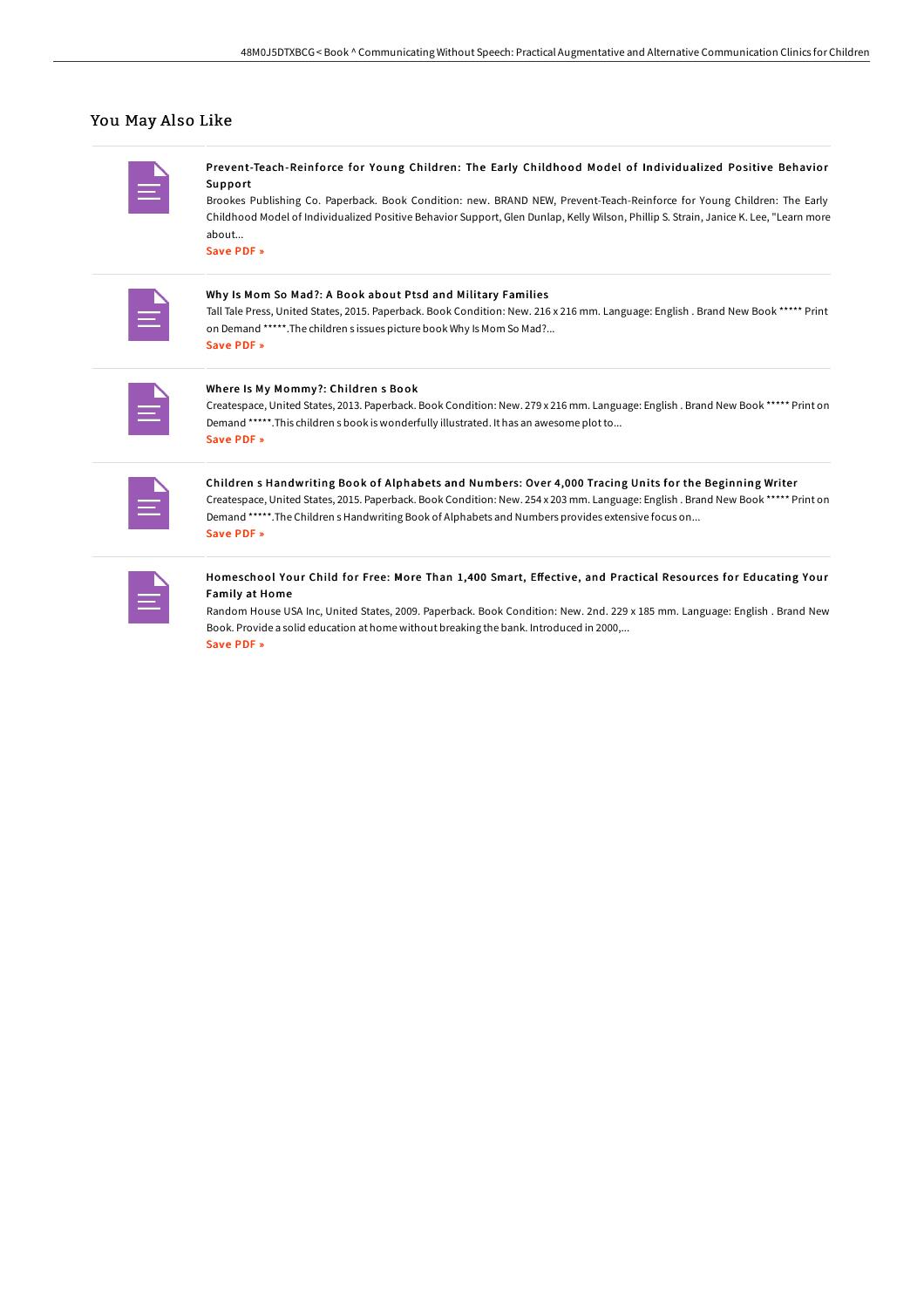## You May Also Like

**Prevent-Teach-Reinforce for Young Children: The Early Childhood Model of Individualized Positive Behavior Support**

Brookes Publishing Co. Paperback. Book Condition: new. BRAND NEW, Prevent-Teach-Reinforce for Young Children: The Early Childhood Model of Individualized Positive Behavior Support, Glen Dunlap, Kelly Wilson, Phillip S. Strain, Janice K. Lee, "Learn more about...

Save PDF »

**Why Is Mom So Mad?: A Book about Ptsd and Military Families**

Tall Tale Press, United States, 2015. Paperback. Book Condition: New. 216 x 216 mm. Language: English . Brand New Book ***** Print on Demand *****.The children s issues picture book Why Is Mom So Mad?...

Save PDF »

**Where Is My Mommy?: Children s Book**

Createspace, United States, 2013. Paperback. Book Condition: New. 279 x 216 mm. Language: English . Brand New Book ***** Print on Demand *****.This children s book is wonderfully illustrated. It has an awesome plot to...

Save PDF »

**Children s Handwriting Book of Alphabets and Numbers: Over 4,000 Tracing Units for the Beginning Writer**

Createspace, United States, 2015. Paperback. Book Condition: New. 254 x 203 mm. Language: English . Brand New Book ***** Print on Demand *****.The Children s Handwriting Book of Alphabets and Numbers provides extensive focus on...

Save PDF »

**Homeschool Your Child for Free: More Than 1,400 Smart, Effective, and Practical Resources for Educating Your Family at Home**

Random House USA Inc, United States, 2009. Paperback. Book Condition: New. 2nd. 229 x 185 mm. Language: English . Brand New Book. Provide a solid education at home without breaking the bank. Introduced in 2000,...

Save PDF »